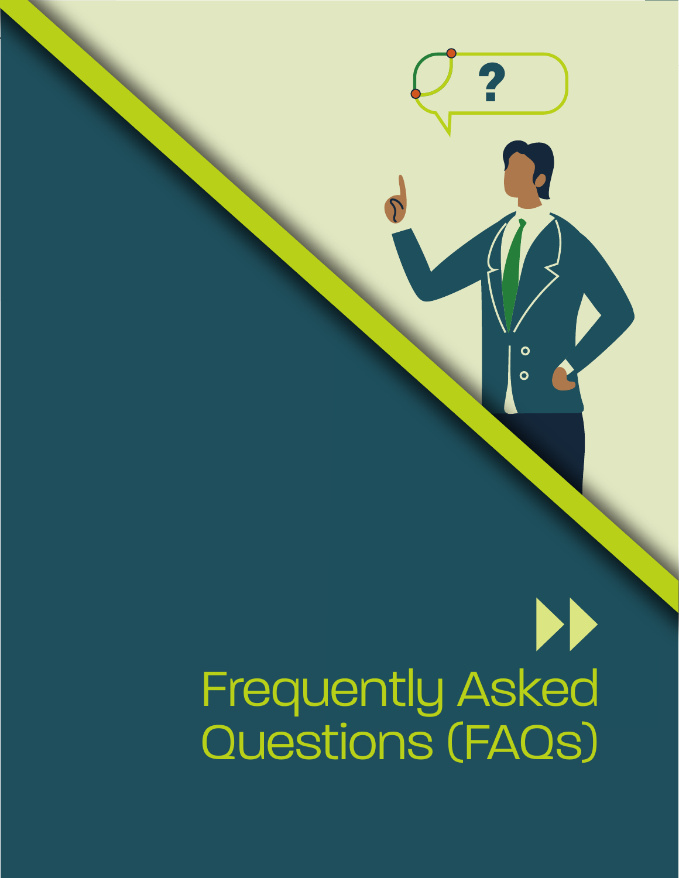# Frequently Asked Questions (FAQs)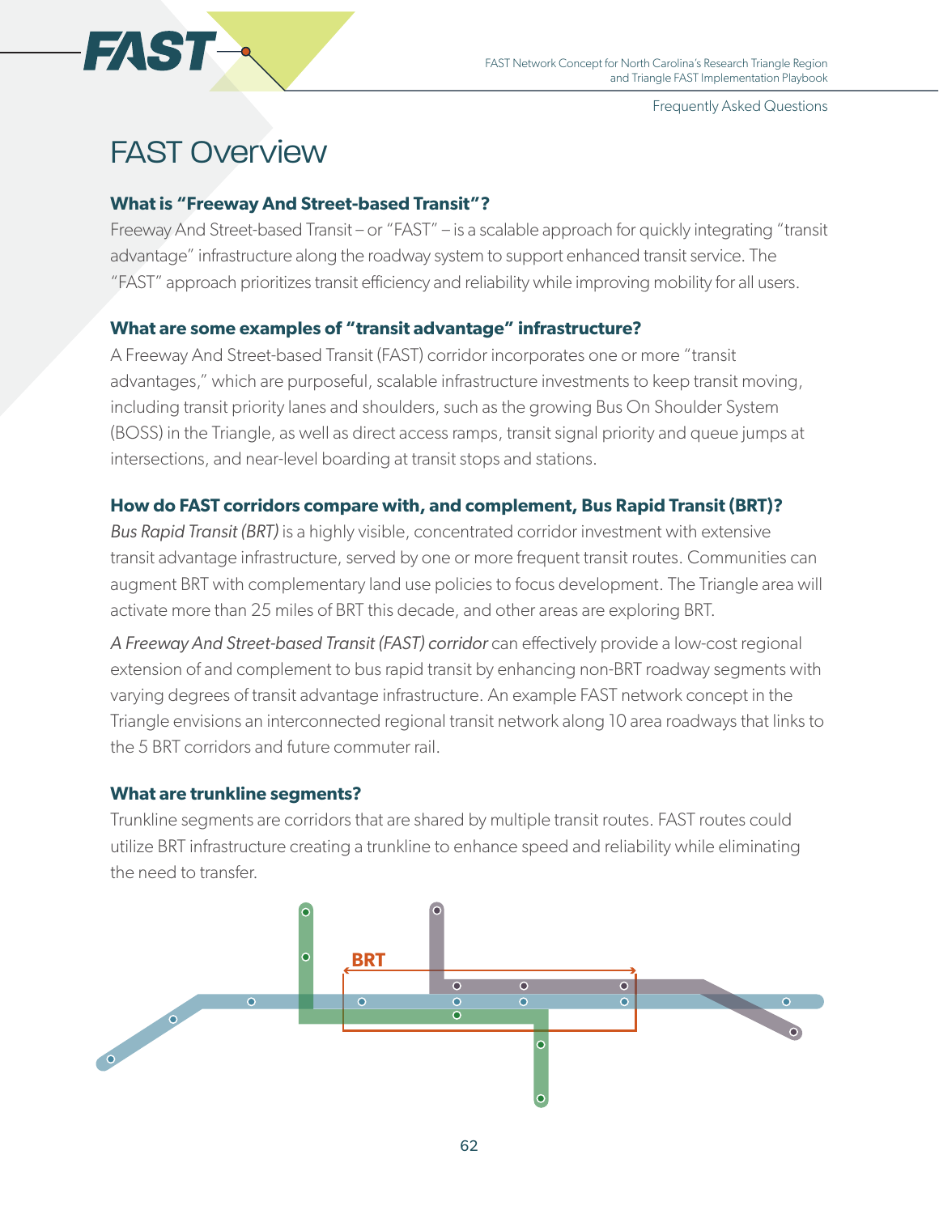# FAST Overview

### What is "Freeway And Street-based Transit"?

Freeway And Street-based Transit – or "FAST" – is a scalable approach for quickly integrating "transit advantage" infrastructure along the roadway system to support enhanced transit service. The "FAST" approach prioritizes transit efficiency and reliability while improving mobility for all users.

### What are some examples of "transit advantage" infrastructure?

A Freeway And Street-based Transit (FAST) corridor incorporates one or more "transit advantages," which are purposeful, scalable infrastructure investments to keep transit moving, including transit priority lanes and shoulders, such as the growing Bus On Shoulder System (BOSS) in the Triangle, as well as direct access ramps, transit signal priority and queue jumps at intersections, and near-level boarding at transit stops and stations.

### How do FAST corridors compare with, and complement, Bus Rapid Transit (BRT)?

*Bus Rapid Transit (BRT)* is a highly visible, concentrated corridor investment with extensive transit advantage infrastructure, served by one or more frequent transit routes. Communities can augment BRT with complementary land use policies to focus development. The Triangle area will activate more than 25 miles of BRT this decade, and other areas are exploring BRT.

*A Freeway And Street-based Transit (FAST) corridor* can effectively provide a low-cost regional extension of and complement to bus rapid transit by enhancing non-BRT roadway segments with varying degrees of transit advantage infrastructure. An example FAST network concept in the Triangle envisions an interconnected regional transit network along 10 area roadways that links to the 5 BRT corridors and future commuter rail.

### What are trunkline segments?

Trunkline segments are corridors that are shared by multiple transit routes. FAST routes could utilize BRT infrastructure creating a trunkline to enhance speed and reliability while eliminating the need to transfer.

BRT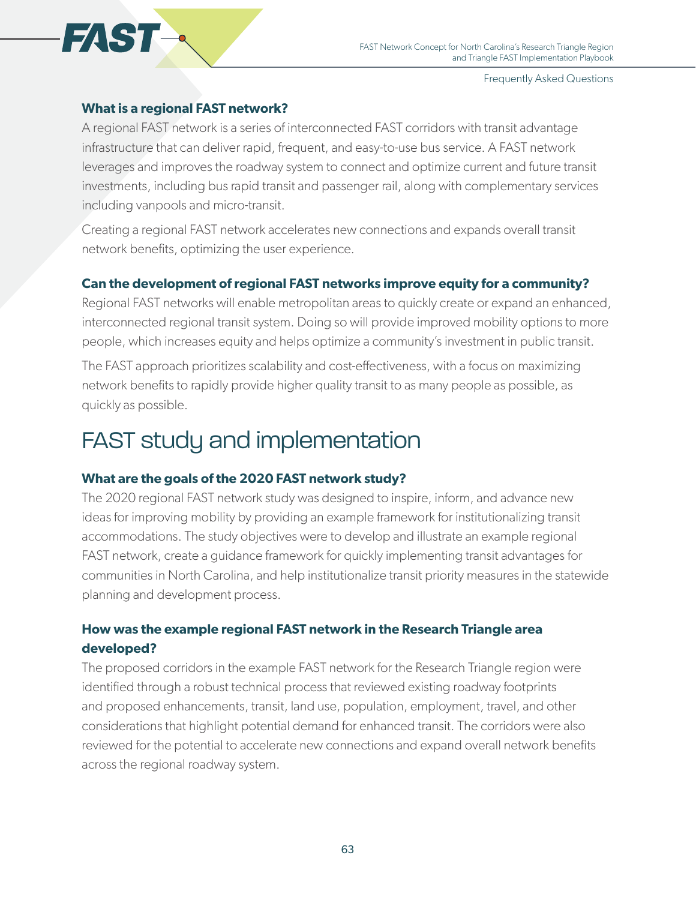### What is a regional FAST network?

A regional FAST network is a series of interconnected FAST corridors with transit advantage infrastructure that can deliver rapid, frequent, and easy-to-use bus service. A FAST network leverages and improves the roadway system to connect and optimize current and future transit investments, including bus rapid transit and passenger rail, along with complementary services including vanpools and micro-transit.

Creating a regional FAST network accelerates new connections and expands overall transit network benefits, optimizing the user experience.

### Can the development of regional FAST networks improve equity for a community?

Regional FAST networks will enable metropolitan areas to quickly create or expand an enhanced, interconnected regional transit system. Doing so will provide improved mobility options to more people, which increases equity and helps optimize a community's investment in public transit.

The FAST approach prioritizes scalability and cost-effectiveness, with a focus on maximizing network benefits to rapidly provide higher quality transit to as many people as possible, as quickly as possible.

## FAST study and implementation

### What are the goals of the 2020 FAST network study?

The 2020 regional FAST network study was designed to inspire, inform, and advance new ideas for improving mobility by providing an example framework for institutionalizing transit accommodations. The study objectives were to develop and illustrate an example regional FAST network, create a guidance framework for quickly implementing transit advantages for communities in North Carolina, and help institutionalize transit priority measures in the statewide planning and development process.

### How was the example regional FAST network in the Research Triangle area developed?

The proposed corridors in the example FAST network for the Research Triangle region were identified through a robust technical process that reviewed existing roadway footprints and proposed enhancements, transit, land use, population, employment, travel, and other considerations that highlight potential demand for enhanced transit. The corridors were also reviewed for the potential to accelerate new connections and expand overall network benefits across the regional roadway system.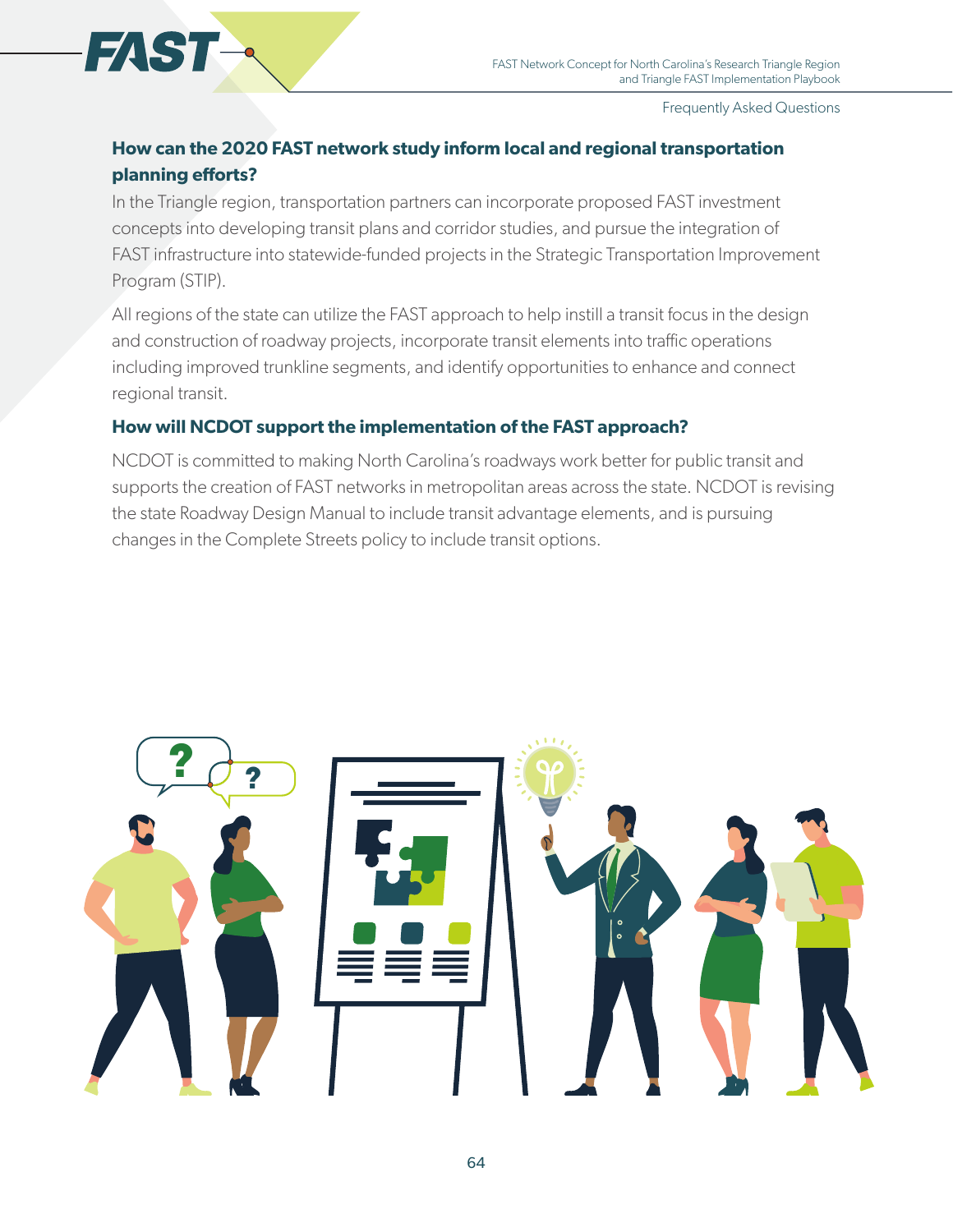### How can the 2020 FAST network study inform local and regional transportation planning efforts?

In the Triangle region, transportation partners can incorporate proposed FAST investment concepts into developing transit plans and corridor studies, and pursue the integration of FAST infrastructure into statewide-funded projects in the Strategic Transportation Improvement Program (STIP).

All regions of the state can utilize the FAST approach to help instill a transit focus in the design and construction of roadway projects, incorporate transit elements into traffic operations including improved trunkline segments, and identify opportunities to enhance and connect regional transit.

### How will NCDOT support the implementation of the FAST approach?

NCDOT is committed to making North Carolina's roadways work better for public transit and supports the creation of FAST networks in metropolitan areas across the state. NCDOT is revising the state Roadway Design Manual to include transit advantage elements, and is pursuing changes in the Complete Streets policy to include transit options.